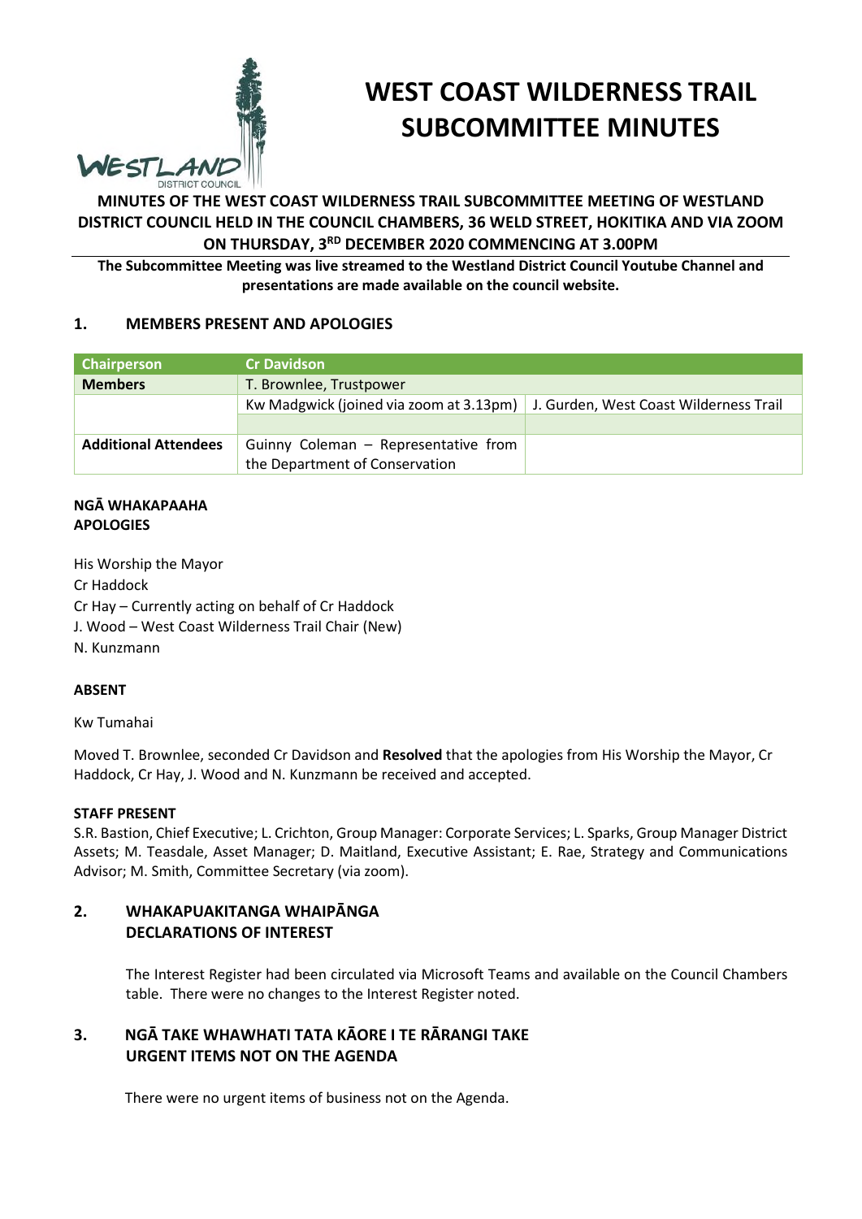# WEST COAST WILDERNESS TRAIL SUBCOMMITTEE MINUTES

**MINUTES OF THE WEST COAST WILDERNESS TRAIL SUBCOMMITTEE MEETING OF WESTLAND DISTRICT COUNCIL HELD IN THE COUNCIL CHAMBERS, 36 WELD STREET, HOKITIKA AND VIA ZOOM ON THURSDAY, 3RD DECEMBER 2020 COMMENCING AT 3.00PM**

**The Subcommittee Meeting was live streamed to the Westland District Council Youtube Channel and presentations are made available on the council website.**

## 1. MEMBERS PRESENT AND APOLOGIES

| Chairperson | Cr Davidson | |
|---|---|---|
| **Members** | T. Brownlee, Trustpower | |
| | Kw Madgwick (joined via zoom at 3.13pm) | J. Gurden, West Coast Wilderness Trail |
| | | |
| **Additional Attendees** | Guinny Coleman – Representative from the Department of Conservation | |

**NGĀ WHAKAPAAHA**
**APOLOGIES**

His Worship the Mayor
Cr Haddock
Cr Hay – Currently acting on behalf of Cr Haddock
J. Wood – West Coast Wilderness Trail Chair (New)
N. Kunzmann

**ABSENT**

Kw Tumahai

Moved T. Brownlee, seconded Cr Davidson and **Resolved** that the apologies from His Worship the Mayor, Cr Haddock, Cr Hay, J. Wood and N. Kunzmann be received and accepted.

**STAFF PRESENT**

S.R. Bastion, Chief Executive; L. Crichton, Group Manager: Corporate Services; L. Sparks, Group Manager District Assets; M. Teasdale, Asset Manager; D. Maitland, Executive Assistant; E. Rae, Strategy and Communications Advisor; M. Smith, Committee Secretary (via zoom).

## 2. WHAKAPUAKITANGA WHAIPĀNGA DECLARATIONS OF INTEREST

The Interest Register had been circulated via Microsoft Teams and available on the Council Chambers table. There were no changes to the Interest Register noted.

## 3. NGĀ TAKE WHAWHATI TATA KĀORE I TE RĀRANGI TAKE URGENT ITEMS NOT ON THE AGENDA

There were no urgent items of business not on the Agenda.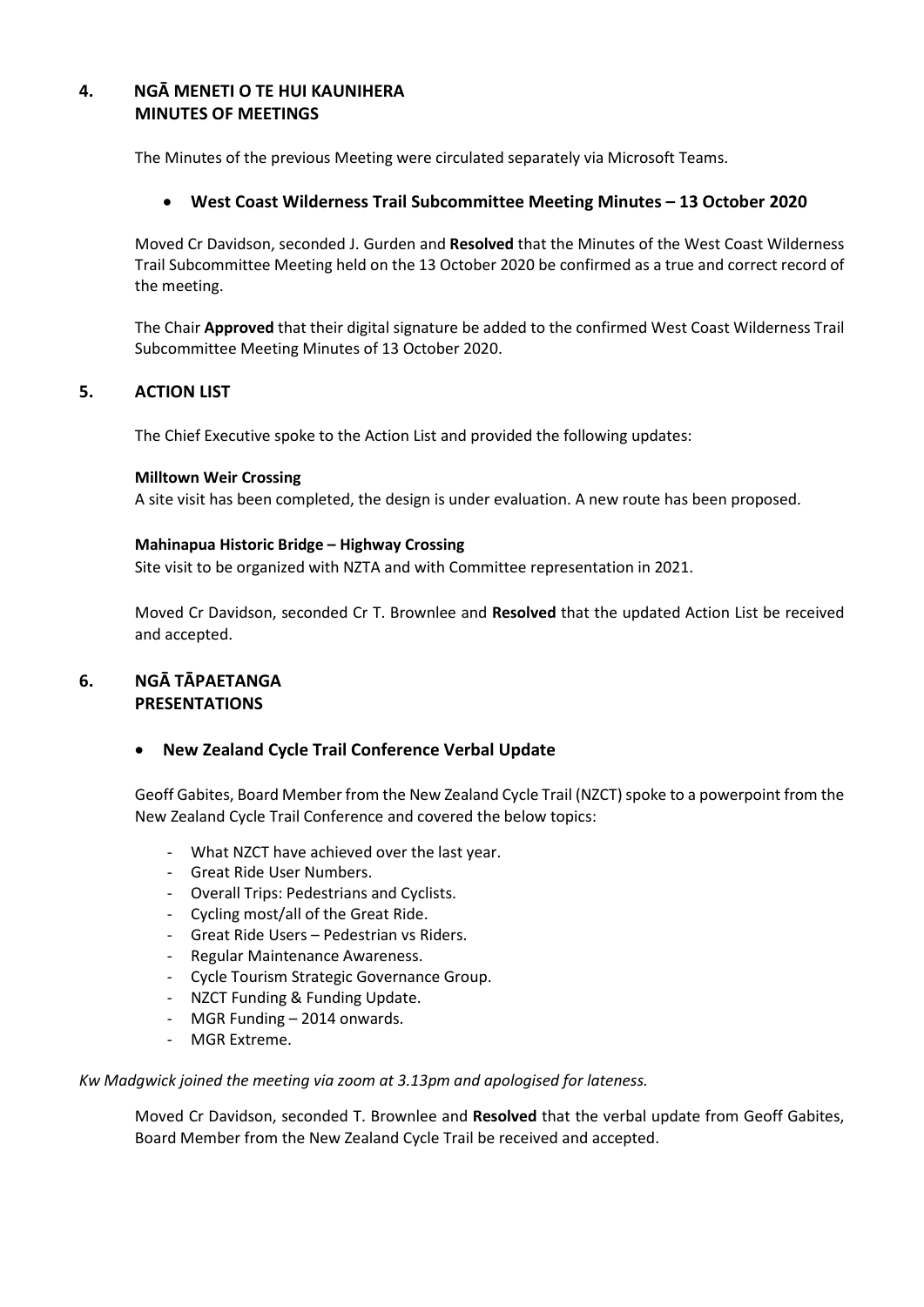## 4. NGĀ MENETI O TE HUI KAUNIHERA
## MINUTES OF MEETINGS

The Minutes of the previous Meeting were circulated separately via Microsoft Teams.

- **West Coast Wilderness Trail Subcommittee Meeting Minutes – 13 October 2020**

Moved Cr Davidson, seconded J. Gurden and **Resolved** that the Minutes of the West Coast Wilderness Trail Subcommittee Meeting held on the 13 October 2020 be confirmed as a true and correct record of the meeting.

The Chair **Approved** that their digital signature be added to the confirmed West Coast Wilderness Trail Subcommittee Meeting Minutes of 13 October 2020.

## 5. ACTION LIST

The Chief Executive spoke to the Action List and provided the following updates:

**Milltown Weir Crossing**

A site visit has been completed, the design is under evaluation. A new route has been proposed.

**Mahinapua Historic Bridge – Highway Crossing**

Site visit to be organized with NZTA and with Committee representation in 2021.

Moved Cr Davidson, seconded Cr T. Brownlee and **Resolved** that the updated Action List be received and accepted.

## 6. NGĀ TĀPAETANGA
## PRESENTATIONS

- **New Zealand Cycle Trail Conference Verbal Update**

Geoff Gabites, Board Member from the New Zealand Cycle Trail (NZCT) spoke to a powerpoint from the New Zealand Cycle Trail Conference and covered the below topics:

- What NZCT have achieved over the last year.
- Great Ride User Numbers.
- Overall Trips: Pedestrians and Cyclists.
- Cycling most/all of the Great Ride.
- Great Ride Users – Pedestrian vs Riders.
- Regular Maintenance Awareness.
- Cycle Tourism Strategic Governance Group.
- NZCT Funding & Funding Update.
- MGR Funding – 2014 onwards.
- MGR Extreme.

*Kw Madgwick joined the meeting via zoom at 3.13pm and apologised for lateness.*

Moved Cr Davidson, seconded T. Brownlee and **Resolved** that the verbal update from Geoff Gabites, Board Member from the New Zealand Cycle Trail be received and accepted.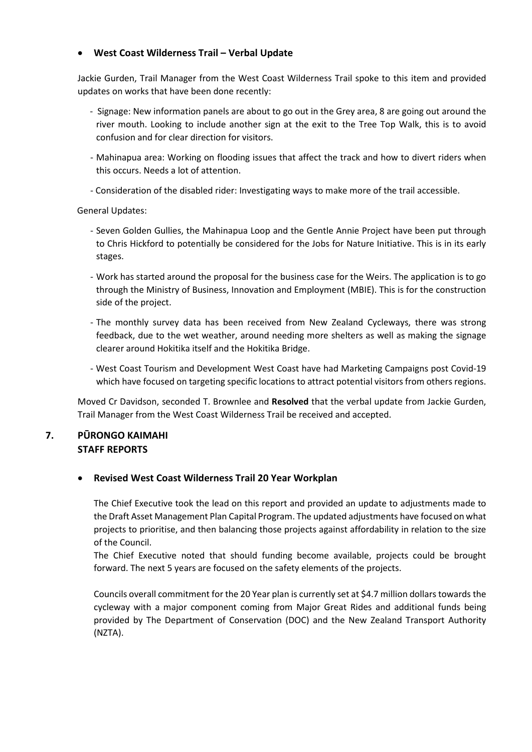- **West Coast Wilderness Trail – Verbal Update**

Jackie Gurden, Trail Manager from the West Coast Wilderness Trail spoke to this item and provided updates on works that have been done recently:

- Signage: New information panels are about to go out in the Grey area, 8 are going out around the river mouth. Looking to include another sign at the exit to the Tree Top Walk, this is to avoid confusion and for clear direction for visitors.
- Mahinapua area: Working on flooding issues that affect the track and how to divert riders when this occurs. Needs a lot of attention.
- Consideration of the disabled rider: Investigating ways to make more of the trail accessible.

General Updates:

- Seven Golden Gullies, the Mahinapua Loop and the Gentle Annie Project have been put through to Chris Hickford to potentially be considered for the Jobs for Nature Initiative. This is in its early stages.
- Work has started around the proposal for the business case for the Weirs. The application is to go through the Ministry of Business, Innovation and Employment (MBIE). This is for the construction side of the project.
- The monthly survey data has been received from New Zealand Cycleways, there was strong feedback, due to the wet weather, around needing more shelters as well as making the signage clearer around Hokitika itself and the Hokitika Bridge.
- West Coast Tourism and Development West Coast have had Marketing Campaigns post Covid-19 which have focused on targeting specific locations to attract potential visitors from others regions.

Moved Cr Davidson, seconded T. Brownlee and **Resolved** that the verbal update from Jackie Gurden, Trail Manager from the West Coast Wilderness Trail be received and accepted.

## 7. PŪRONGO KAIMAHI STAFF REPORTS

- **Revised West Coast Wilderness Trail 20 Year Workplan**

The Chief Executive took the lead on this report and provided an update to adjustments made to the Draft Asset Management Plan Capital Program. The updated adjustments have focused on what projects to prioritise, and then balancing those projects against affordability in relation to the size of the Council.

The Chief Executive noted that should funding become available, projects could be brought forward. The next 5 years are focused on the safety elements of the projects.

Councils overall commitment for the 20 Year plan is currently set at $4.7 million dollars towards the cycleway with a major component coming from Major Great Rides and additional funds being provided by The Department of Conservation (DOC) and the New Zealand Transport Authority (NZTA).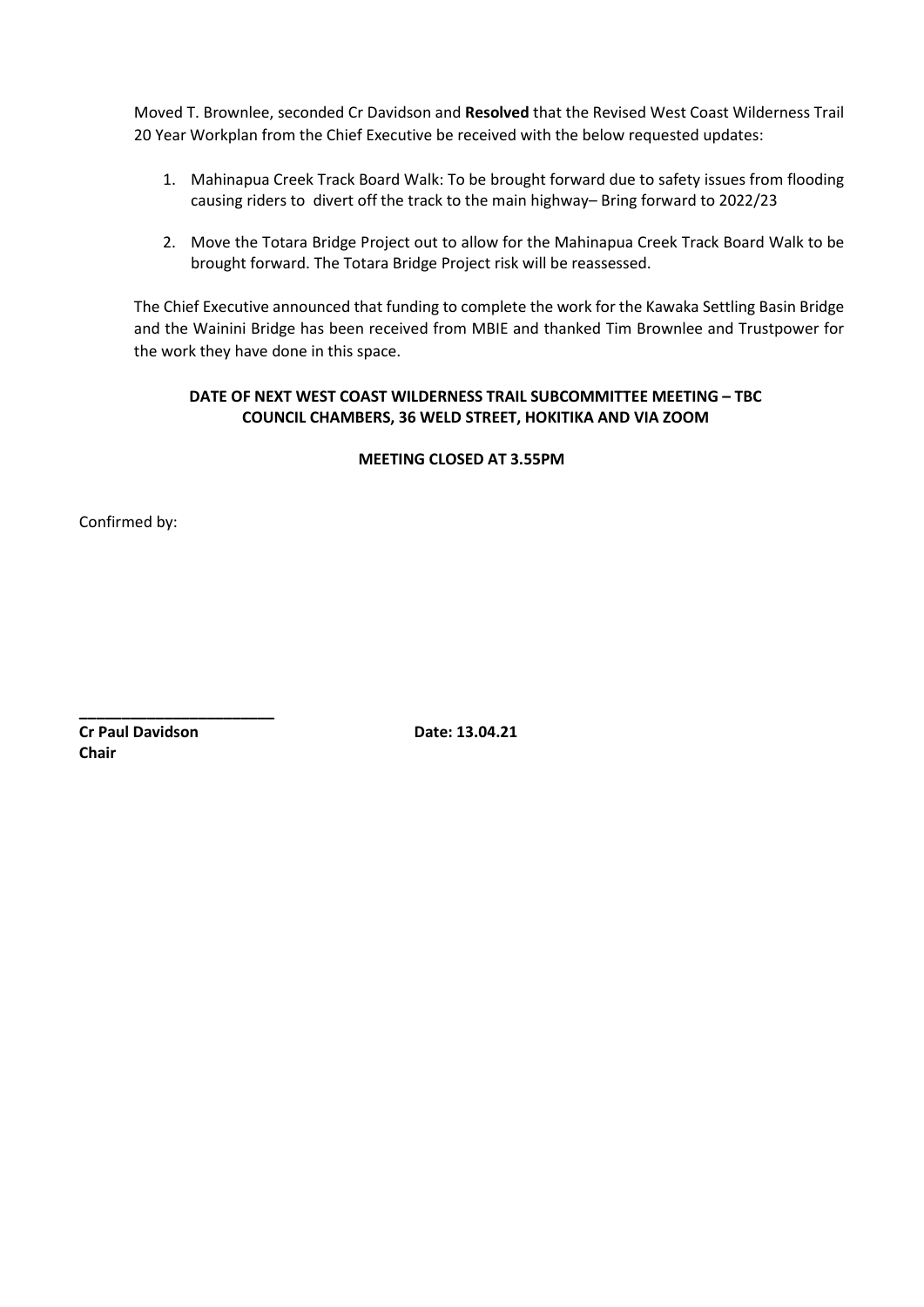Moved T. Brownlee, seconded Cr Davidson and **Resolved** that the Revised West Coast Wilderness Trail 20 Year Workplan from the Chief Executive be received with the below requested updates:

1. Mahinapua Creek Track Board Walk: To be brought forward due to safety issues from flooding causing riders to divert off the track to the main highway– Bring forward to 2022/23
2. Move the Totara Bridge Project out to allow for the Mahinapua Creek Track Board Walk to be brought forward. The Totara Bridge Project risk will be reassessed.

The Chief Executive announced that funding to complete the work for the Kawaka Settling Basin Bridge and the Wainini Bridge has been received from MBIE and thanked Tim Brownlee and Trustpower for the work they have done in this space.

**DATE OF NEXT WEST COAST WILDERNESS TRAIL SUBCOMMITTEE MEETING – TBC**
**COUNCIL CHAMBERS, 36 WELD STREET, HOKITIKA AND VIA ZOOM**

**MEETING CLOSED AT 3.55PM**

Confirmed by:

______________________

**Cr Paul Davidson** **Date: 13.04.21**
**Chair**